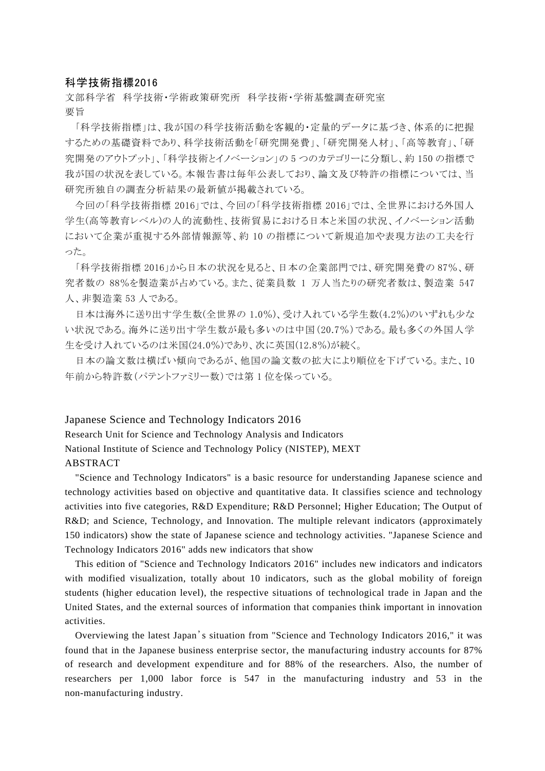# 科学技術指標2016

文部科学省　科学技術・学術政策研究所　科学技術・学術基盤調査研究室

要旨

「科学技術指標」は、我が国の科学技術活動を客観的・定量的データに基づき、体系的に把握するための基礎資料であり、科学技術活動を「研究開発費」、「研究開発人材」、「高等教育」、「研究開発のアウトプット」、「科学技術とイノベーション」の 5 つのカテゴリーに分類し、約 150 の指標で我が国の状況を表している。本報告書は毎年公表しており、論文及び特許の指標については、当研究所独自の調査分析結果の最新値が掲載されている。

今回の「科学技術指標 2016」では、今回の「科学技術指標 2016」では、全世界における外国人学生(高等教育レベル)の人的流動性、技術貿易における日本と米国の状況、イノベーション活動において企業が重視する外部情報源等、約 10 の指標について新規追加や表現方法の工夫を行った。

「科学技術指標 2016」から日本の状況を見ると、日本の企業部門では、研究開発費の 87%、研究者数の 88%を製造業が占めている。また、従業員数 1 万人当たりの研究者数は、製造業 547 人、非製造業 53 人である。

日本は海外に送り出す学生数(全世界の 1.0%)、受け入れている学生数(4.2%)のいずれも少ない状況である。海外に送り出す学生数が最も多いのは中国(20.7%)である。最も多くの外国人学生を受け入れているのは米国(24.0%)であり、次に英国(12.8%)が続く。

日本の論文数は横ばい傾向であるが、他国の論文数の拡大により順位を下げている。また、10 年前から特許数(パテントファミリー数)では第 1 位を保っている。

# Japanese Science and Technology Indicators 2016

Research Unit for Science and Technology Analysis and Indicators

National Institute of Science and Technology Policy (NISTEP), MEXT

ABSTRACT

"Science and Technology Indicators" is a basic resource for understanding Japanese science and technology activities based on objective and quantitative data. It classifies science and technology activities into five categories, R&D Expenditure; R&D Personnel; Higher Education; The Output of R&D; and Science, Technology, and Innovation. The multiple relevant indicators (approximately 150 indicators) show the state of Japanese science and technology activities. "Japanese Science and Technology Indicators 2016" adds new indicators that show

This edition of "Science and Technology Indicators 2016" includes new indicators and indicators with modified visualization, totally about 10 indicators, such as the global mobility of foreign students (higher education level), the respective situations of technological trade in Japan and the United States, and the external sources of information that companies think important in innovation activities.

Overviewing the latest Japan's situation from "Science and Technology Indicators 2016," it was found that in the Japanese business enterprise sector, the manufacturing industry accounts for 87% of research and development expenditure and for 88% of the researchers. Also, the number of researchers per 1,000 labor force is 547 in the manufacturing industry and 53 in the non-manufacturing industry.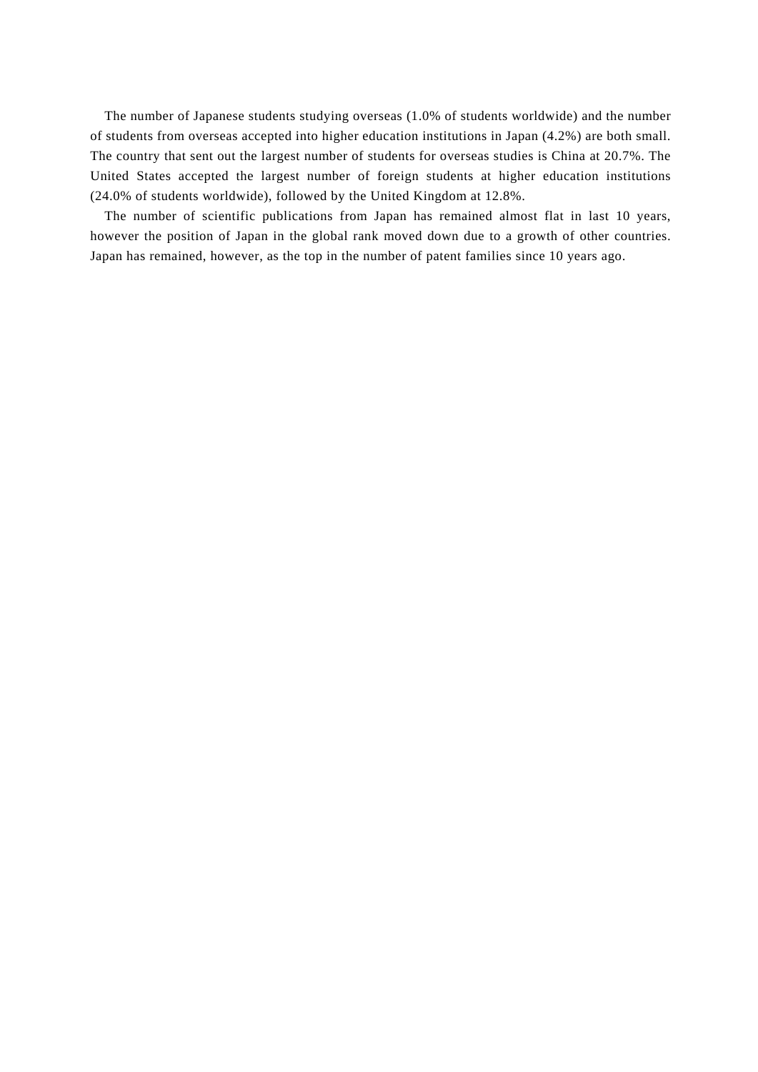The number of Japanese students studying overseas (1.0% of students worldwide) and the number of students from overseas accepted into higher education institutions in Japan (4.2%) are both small. The country that sent out the largest number of students for overseas studies is China at 20.7%. The United States accepted the largest number of foreign students at higher education institutions (24.0% of students worldwide), followed by the United Kingdom at 12.8%.

The number of scientific publications from Japan has remained almost flat in last 10 years, however the position of Japan in the global rank moved down due to a growth of other countries. Japan has remained, however, as the top in the number of patent families since 10 years ago.